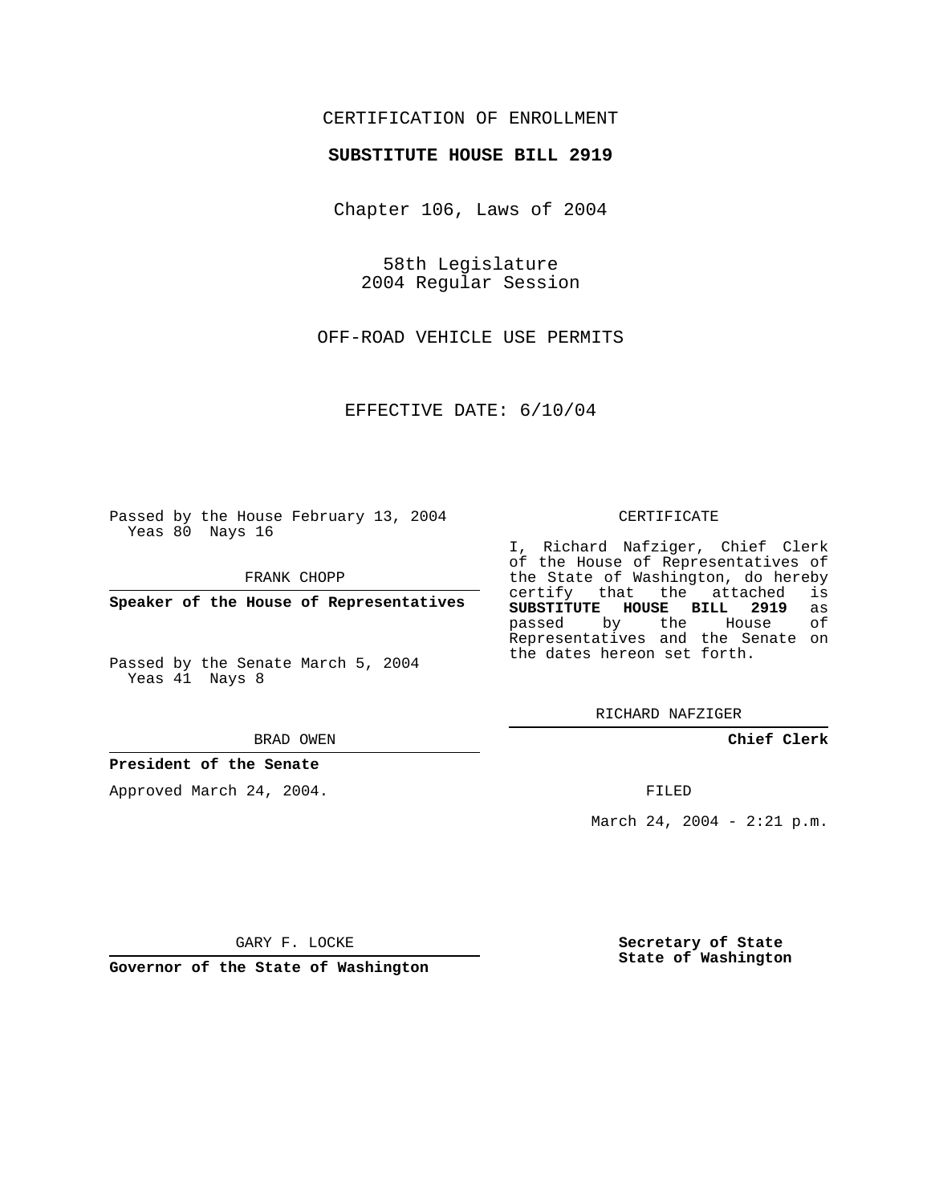CERTIFICATION OF ENROLLMENT

**SUBSTITUTE HOUSE BILL 2919**

Chapter 106, Laws of 2004

58th Legislature
2004 Regular Session

OFF-ROAD VEHICLE USE PERMITS

EFFECTIVE DATE: 6/10/04

Passed by the House February 13, 2004
Yeas 80 Nays 16

FRANK CHOPP

**Speaker of the House of Representatives**

Passed by the Senate March 5, 2004
Yeas 41 Nays 8

BRAD OWEN

**President of the Senate**

Approved March 24, 2004.

GARY F. LOCKE

**Governor of the State of Washington**

CERTIFICATE

I, Richard Nafziger, Chief Clerk of the House of Representatives of the State of Washington, do hereby certify that the attached is **SUBSTITUTE HOUSE BILL 2919** as passed by the House of Representatives and the Senate on the dates hereon set forth.

RICHARD NAFZIGER

**Chief Clerk**

FILED

March 24, 2004 - 2:21 p.m.

**Secretary of State**
**State of Washington**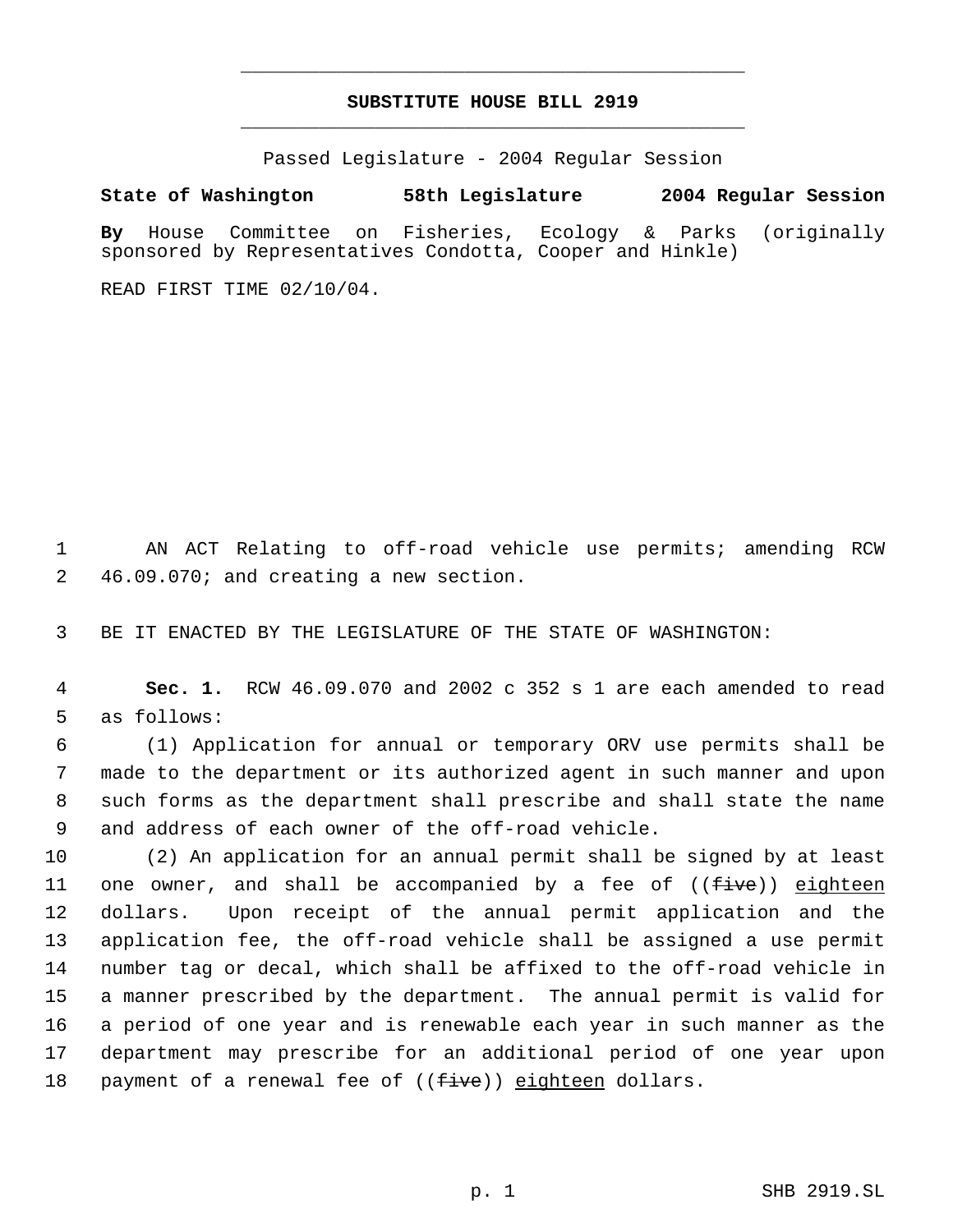# SUBSTITUTE HOUSE BILL 2919

Passed Legislature - 2004 Regular Session

**State of Washington 58th Legislature 2004 Regular Session**

**By** House Committee on Fisheries, Ecology & Parks (originally sponsored by Representatives Condotta, Cooper and Hinkle)

READ FIRST TIME 02/10/04.

1 AN ACT Relating to off-road vehicle use permits; amending RCW
2 46.09.070; and creating a new section.

3 BE IT ENACTED BY THE LEGISLATURE OF THE STATE OF WASHINGTON:

4 **Sec. 1.** RCW 46.09.070 and 2002 c 352 s 1 are each amended to read
5 as follows:

6 (1) Application for annual or temporary ORV use permits shall be
7 made to the department or its authorized agent in such manner and upon
8 such forms as the department shall prescribe and shall state the name
9 and address of each owner of the off-road vehicle.

10 (2) An application for an annual permit shall be signed by at least
11 one owner, and shall be accompanied by a fee of ((~~five~~)) <u>eighteen</u>
12 dollars. Upon receipt of the annual permit application and the
13 application fee, the off-road vehicle shall be assigned a use permit
14 number tag or decal, which shall be affixed to the off-road vehicle in
15 a manner prescribed by the department. The annual permit is valid for
16 a period of one year and is renewable each year in such manner as the
17 department may prescribe for an additional period of one year upon
18 payment of a renewal fee of ((~~five~~)) <u>eighteen</u> dollars.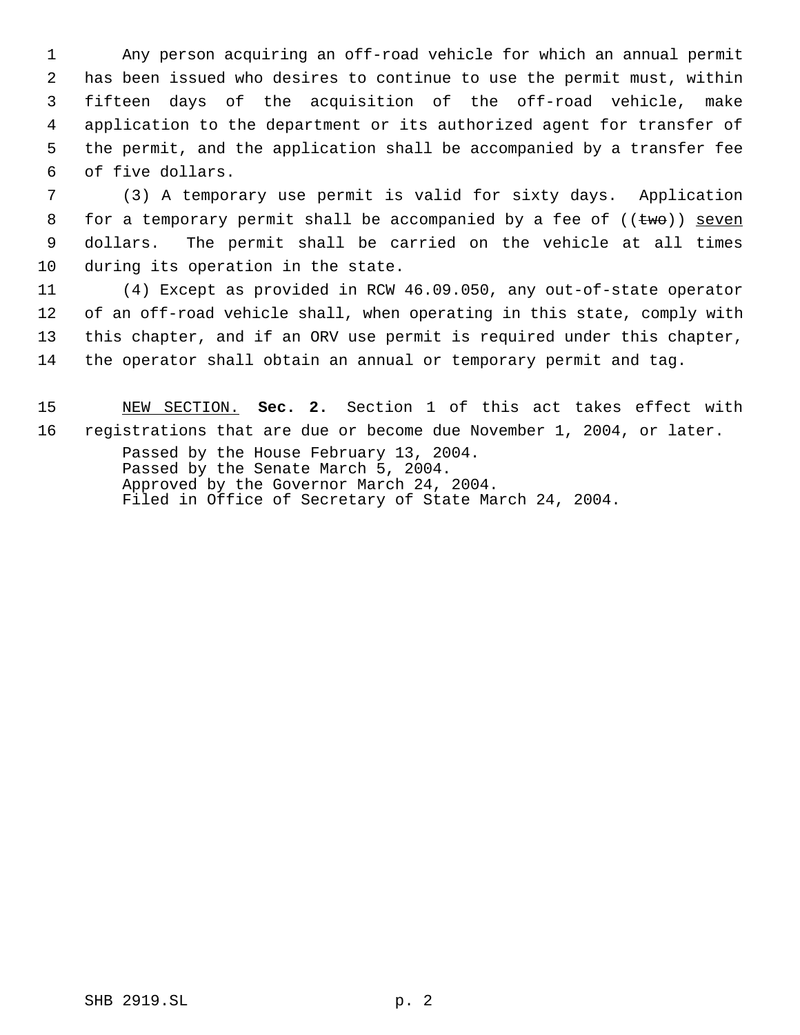Any person acquiring an off-road vehicle for which an annual permit has been issued who desires to continue to use the permit must, within fifteen days of the acquisition of the off-road vehicle, make application to the department or its authorized agent for transfer of the permit, and the application shall be accompanied by a transfer fee of five dollars.

(3) A temporary use permit is valid for sixty days. Application for a temporary permit shall be accompanied by a fee of ((~~two~~)) <u>seven</u> dollars. The permit shall be carried on the vehicle at all times during its operation in the state.

(4) Except as provided in RCW 46.09.050, any out-of-state operator of an off-road vehicle shall, when operating in this state, comply with this chapter, and if an ORV use permit is required under this chapter, the operator shall obtain an annual or temporary permit and tag.

<u>NEW SECTION.</u> **Sec. 2.** Section 1 of this act takes effect with registrations that are due or become due November 1, 2004, or later.

Passed by the House February 13, 2004.
Passed by the Senate March 5, 2004.
Approved by the Governor March 24, 2004.
Filed in Office of Secretary of State March 24, 2004.